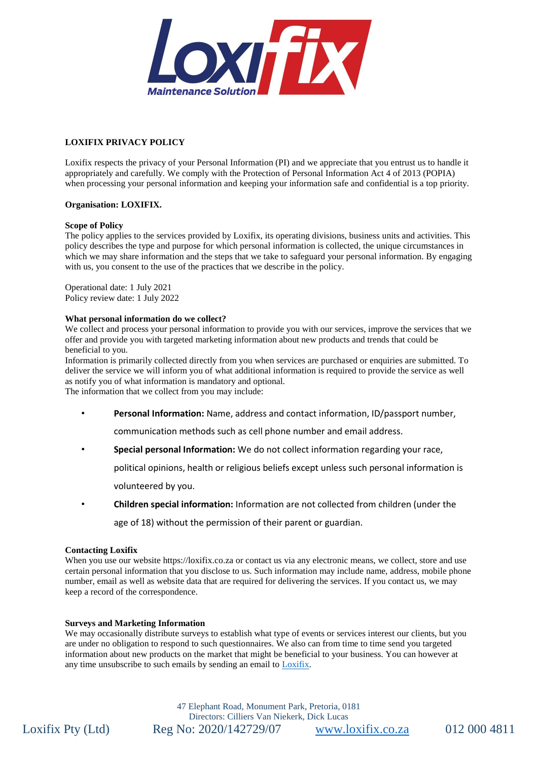# LOXIFIX PRIVACY POLICY

Loxifix respects the privacy of your Personal Information (PI) and we appreciate that you entrust us to handle it appropriately and carefully. We comply with the Protection of Personal Information Act 4 of 2013 (POPIA) when processing your personal information and keeping your information safe and confidential is a top priority.

**Organisation: LOXIFIX.**

**Scope of Policy**
The policy applies to the services provided by Loxifix, its operating divisions, business units and activities. This policy describes the type and purpose for which personal information is collected, the unique circumstances in which we may share information and the steps that we take to safeguard your personal information. By engaging with us, you consent to the use of the practices that we describe in the policy.

Operational date: 1 July 2021
Policy review date: 1 July 2022

**What personal information do we collect?**
We collect and process your personal information to provide you with our services, improve the services that we offer and provide you with targeted marketing information about new products and trends that could be beneficial to you.
Information is primarily collected directly from you when services are purchased or enquiries are submitted. To deliver the service we will inform you of what additional information is required to provide the service as well as notify you of what information is mandatory and optional.
The information that we collect from you may include:

- **Personal Information:** Name, address and contact information, ID/passport number, communication methods such as cell phone number and email address.
- **Special personal Information:** We do not collect information regarding your race, political opinions, health or religious beliefs except unless such personal information is volunteered by you.
- **Children special information:** Information are not collected from children (under the age of 18) without the permission of their parent or guardian.

**Contacting Loxifix**
When you use our website https://loxifix.co.za or contact us via any electronic means, we collect, store and use certain personal information that you disclose to us. Such information may include name, address, mobile phone number, email as well as website data that are required for delivering the services. If you contact us, we may keep a record of the correspondence.

**Surveys and Marketing Information**
We may occasionally distribute surveys to establish what type of events or services interest our clients, but you are under no obligation to respond to such questionnaires. We also can from time to time send you targeted information about new products on the market that might be beneficial to your business. You can however at any time unsubscribe to such emails by sending an email to Loxifix.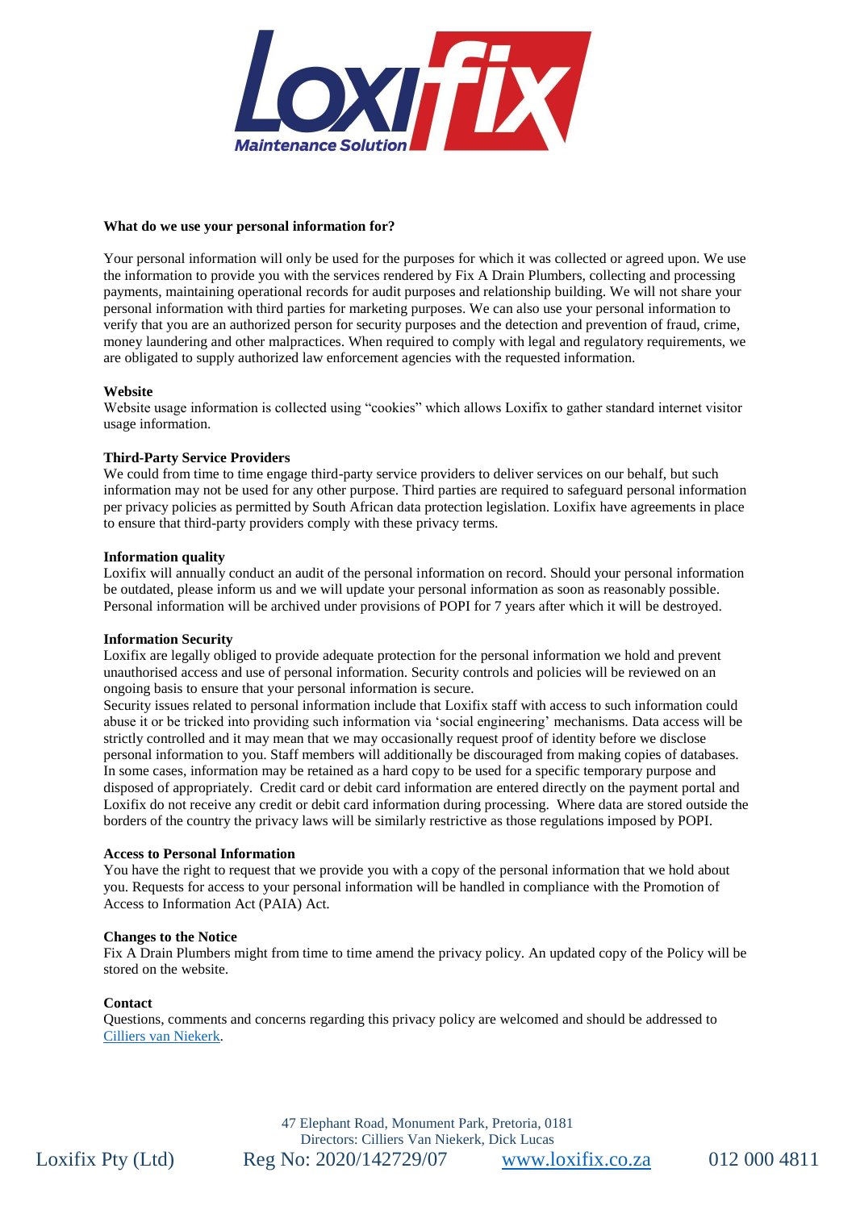**What do we use your personal information for?**

Your personal information will only be used for the purposes for which it was collected or agreed upon. We use the information to provide you with the services rendered by Fix A Drain Plumbers, collecting and processing payments, maintaining operational records for audit purposes and relationship building. We will not share your personal information with third parties for marketing purposes. We can also use your personal information to verify that you are an authorized person for security purposes and the detection and prevention of fraud, crime, money laundering and other malpractices. When required to comply with legal and regulatory requirements, we are obligated to supply authorized law enforcement agencies with the requested information.

**Website**

Website usage information is collected using "cookies" which allows Loxifix to gather standard internet visitor usage information.

**Third-Party Service Providers**

We could from time to time engage third-party service providers to deliver services on our behalf, but such information may not be used for any other purpose. Third parties are required to safeguard personal information per privacy policies as permitted by South African data protection legislation. Loxifix have agreements in place to ensure that third-party providers comply with these privacy terms.

**Information quality**

Loxifix will annually conduct an audit of the personal information on record. Should your personal information be outdated, please inform us and we will update your personal information as soon as reasonably possible. Personal information will be archived under provisions of POPI for 7 years after which it will be destroyed.

**Information Security**

Loxifix are legally obliged to provide adequate protection for the personal information we hold and prevent unauthorised access and use of personal information. Security controls and policies will be reviewed on an ongoing basis to ensure that your personal information is secure.

Security issues related to personal information include that Loxifix staff with access to such information could abuse it or be tricked into providing such information via 'social engineering' mechanisms. Data access will be strictly controlled and it may mean that we may occasionally request proof of identity before we disclose personal information to you. Staff members will additionally be discouraged from making copies of databases. In some cases, information may be retained as a hard copy to be used for a specific temporary purpose and disposed of appropriately. Credit card or debit card information are entered directly on the payment portal and Loxifix do not receive any credit or debit card information during processing. Where data are stored outside the borders of the country the privacy laws will be similarly restrictive as those regulations imposed by POPI.

**Access to Personal Information**

You have the right to request that we provide you with a copy of the personal information that we hold about you. Requests for access to your personal information will be handled in compliance with the Promotion of Access to Information Act (PAIA) Act.

**Changes to the Notice**

Fix A Drain Plumbers might from time to time amend the privacy policy. An updated copy of the Policy will be stored on the website.

**Contact**

Questions, comments and concerns regarding this privacy policy are welcomed and should be addressed to Cilliers van Niekerk.